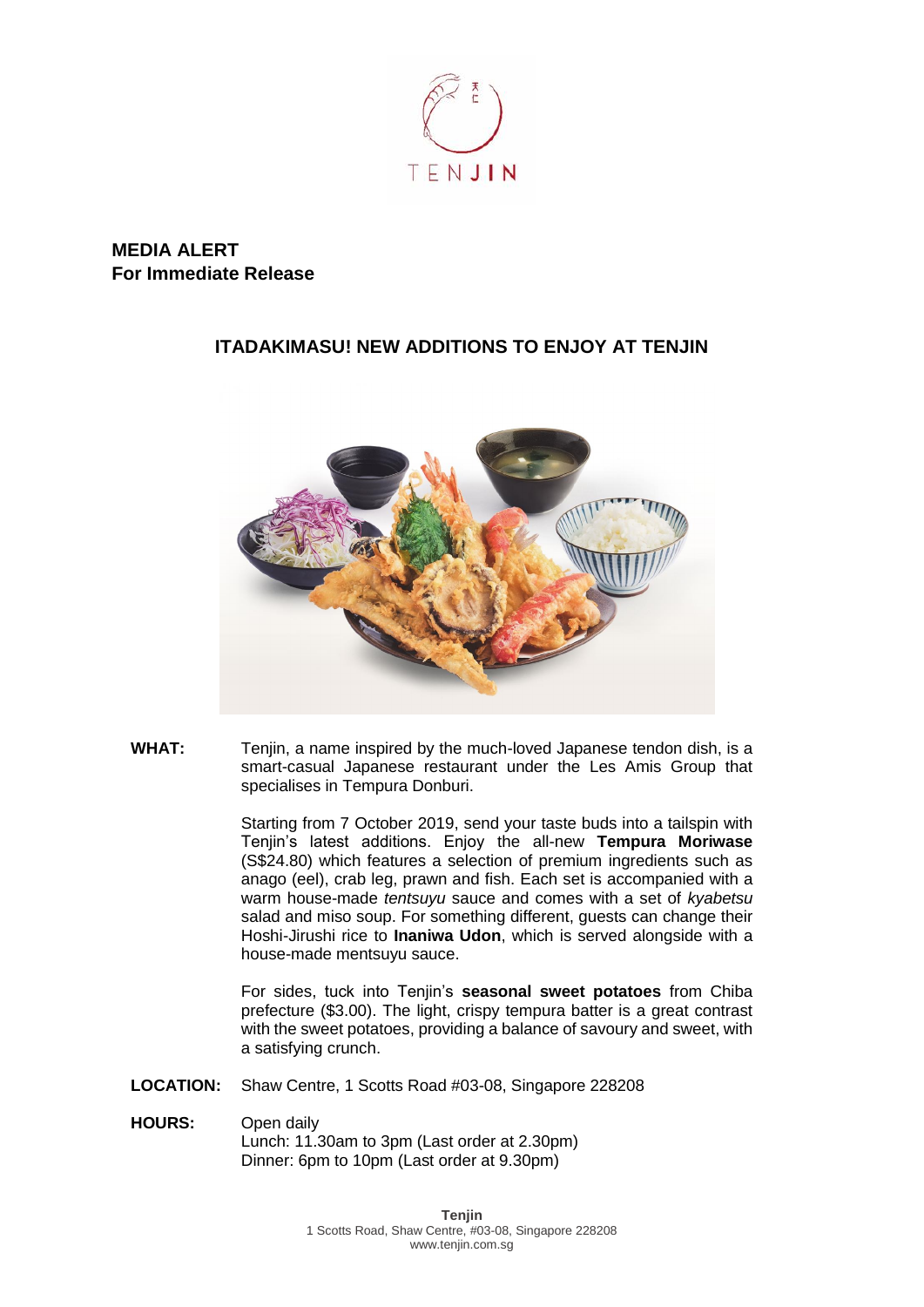TENJIN

**MEDIA ALERT**
**For Immediate Release**

## ITADAKIMASU! NEW ADDITIONS TO ENJOY AT TENJIN

**WHAT:** Tenjin, a name inspired by the much-loved Japanese tendon dish, is a smart-casual Japanese restaurant under the Les Amis Group that specialises in Tempura Donburi.

Starting from 7 October 2019, send your taste buds into a tailspin with Tenjin's latest additions. Enjoy the all-new **Tempura Moriwase** (S$24.80) which features a selection of premium ingredients such as anago (eel), crab leg, prawn and fish. Each set is accompanied with a warm house-made *tentsuyu* sauce and comes with a set of *kyabetsu* salad and miso soup. For something different, guests can change their Hoshi-Jirushi rice to **Inaniwa Udon**, which is served alongside with a house-made mentsuyu sauce.

For sides, tuck into Tenjin's **seasonal sweet potatoes** from Chiba prefecture ($3.00). The light, crispy tempura batter is a great contrast with the sweet potatoes, providing a balance of savoury and sweet, with a satisfying crunch.

**LOCATION:** Shaw Centre, 1 Scotts Road #03-08, Singapore 228208

**HOURS:** Open daily
Lunch: 11.30am to 3pm (Last order at 2.30pm)
Dinner: 6pm to 10pm (Last order at 9.30pm)

**Tenjin**
1 Scotts Road, Shaw Centre, #03-08, Singapore 228208
www.tenjin.com.sg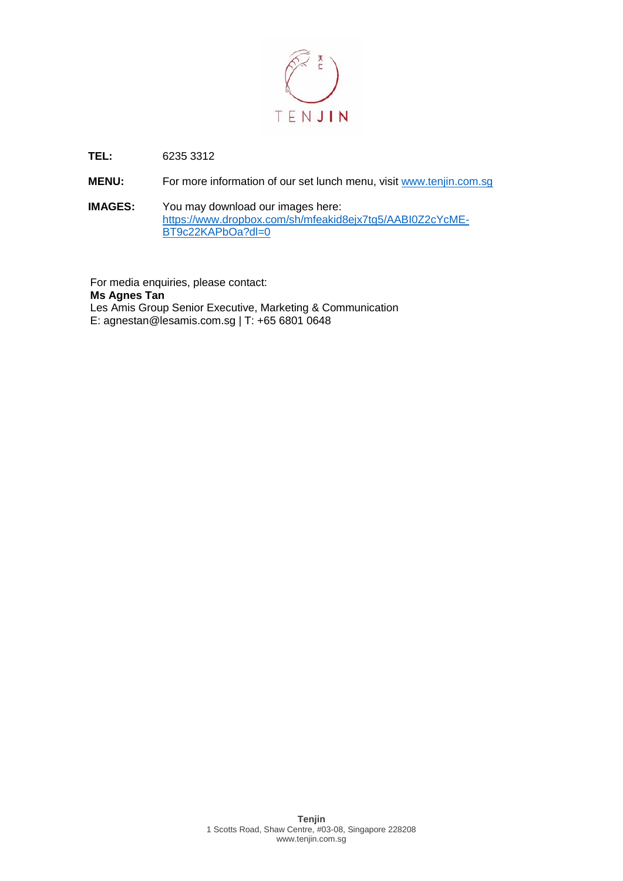TENJIN

**TEL:** 6235 3312

**MENU:** For more information of our set lunch menu, visit www.tenjin.com.sg

**IMAGES:** You may download our images here: https://www.dropbox.com/sh/mfeakid8ejx7tg5/AABI0Z2cYcME-BT9c22KAPbOa?dl=0

For media enquiries, please contact:
**Ms Agnes Tan**
Les Amis Group Senior Executive, Marketing & Communication
E: agnestan@lesamis.com.sg | T: +65 6801 0648

**Tenjin**
1 Scotts Road, Shaw Centre, #03-08, Singapore 228208
www.tenjin.com.sg